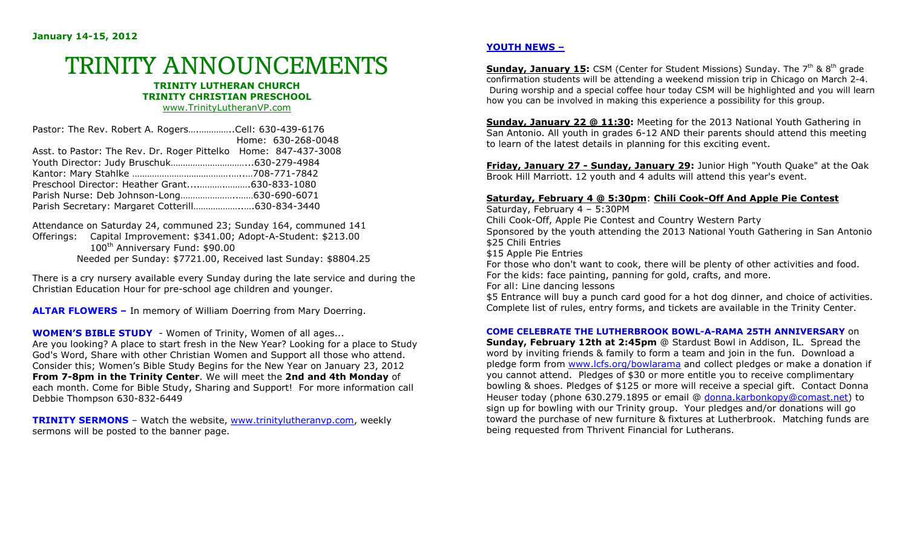**January 14-15, 2012**

# TRINITY ANNOUNCEMENTS

**TRINITY LUTHERAN CHURCH**
**TRINITY CHRISTIAN PRESCHOOL**
www.TrinityLutheranVP.com

Pastor: The Rev. Robert A. Rogers…..………..Cell: 630-439-6176
Home: 630-268-0048
Asst. to Pastor: The Rev. Dr. Roger Pittelko Home: 847-437-3008
Youth Director: Judy Bruschuk…………………………...630-279-4984
Kantor: Mary Stahlke …………………………………..….708-771-7842
Preschool Director: Heather Grant....………..………630-833-1080
Parish Nurse: Deb Johnson-Long…………………..……630-690-6071
Parish Secretary: Margaret Cotterill………………..….630-834-3440

Attendance on Saturday 24, communed 23; Sunday 164, communed 141
Offerings: Capital Improvement: $341.00; Adopt-A-Student: $213.00
100th Anniversary Fund: $90.00
Needed per Sunday: $7721.00, Received last Sunday: $8804.25

There is a cry nursery available every Sunday during the late service and during the Christian Education Hour for pre-school age children and younger.

**ALTAR FLOWERS –** In memory of William Doerring from Mary Doerring.

**WOMEN'S BIBLE STUDY** - Women of Trinity, Women of all ages...
Are you looking? A place to start fresh in the New Year? Looking for a place to Study God's Word, Share with other Christian Women and Support all those who attend. Consider this; Women's Bible Study Begins for the New Year on January 23, 2012 **From 7-8pm in the Trinity Center**. We will meet the **2nd and 4th Monday** of each month. Come for Bible Study, Sharing and Support! For more information call Debbie Thompson 630-832-6449

**TRINITY SERMONS** – Watch the website, www.trinitylutheranvp.com, weekly sermons will be posted to the banner page.

## YOUTH NEWS –

**Sunday, January 15:** CSM (Center for Student Missions) Sunday. The 7th & 8th grade confirmation students will be attending a weekend mission trip in Chicago on March 2-4. During worship and a special coffee hour today CSM will be highlighted and you will learn how you can be involved in making this experience a possibility for this group.

**Sunday, January 22 @ 11:30:** Meeting for the 2013 National Youth Gathering in San Antonio. All youth in grades 6-12 AND their parents should attend this meeting to learn of the latest details in planning for this exciting event.

**Friday, January 27 - Sunday, January 29:** Junior High "Youth Quake" at the Oak Brook Hill Marriott. 12 youth and 4 adults will attend this year's event.

**Saturday, February 4 @ 5:30pm**: **Chili Cook-Off And Apple Pie Contest**
Saturday, February 4 – 5:30PM
Chili Cook-Off, Apple Pie Contest and Country Western Party
Sponsored by the youth attending the 2013 National Youth Gathering in San Antonio
$25 Chili Entries
$15 Apple Pie Entries
For those who don't want to cook, there will be plenty of other activities and food.
For the kids: face painting, panning for gold, crafts, and more.
For all: Line dancing lessons
$5 Entrance will buy a punch card good for a hot dog dinner, and choice of activities. Complete list of rules, entry forms, and tickets are available in the Trinity Center.

**COME CELEBRATE THE LUTHERBROOK BOWL-A-RAMA 25TH ANNIVERSARY** on **Sunday, February 12th at 2:45pm** @ Stardust Bowl in Addison, IL. Spread the word by inviting friends & family to form a team and join in the fun. Download a pledge form from www.lcfs.org/bowlarama and collect pledges or make a donation if you cannot attend. Pledges of $30 or more entitle you to receive complimentary bowling & shoes. Pledges of $125 or more will receive a special gift. Contact Donna Heuser today (phone 630.279.1895 or email @ donna.karbonkopy@comast.net) to sign up for bowling with our Trinity group. Your pledges and/or donations will go toward the purchase of new furniture & fixtures at Lutherbrook. Matching funds are being requested from Thrivent Financial for Lutherans.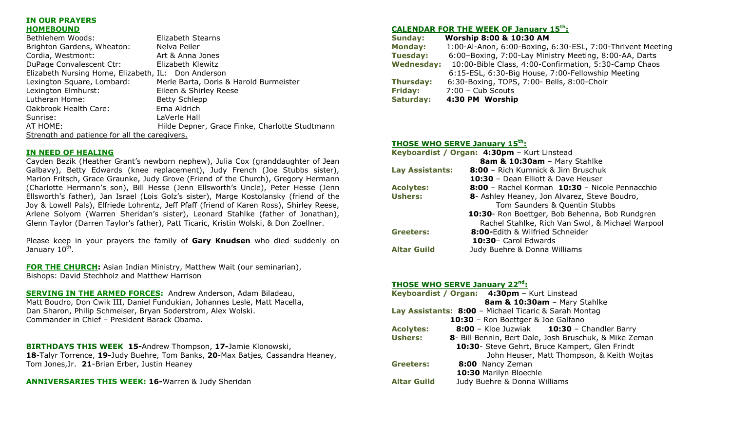## IN OUR PRAYERS

### HOMEBOUND

| | |
|---|---|
| Bethlehem Woods: | Elizabeth Stearns |
| Brighton Gardens, Wheaton: | Nelva Peiler |
| Cordia, Westmont: | Art & Anna Jones |
| DuPage Convalescent Ctr: | Elizabeth Klewitz |
| Elizabeth Nursing Home, Elizabeth, IL: | Don Anderson |
| Lexington Square, Lombard: | Merle Barta, Doris & Harold Burmeister |
| Lexington Elmhurst: | Eileen & Shirley Reese |
| Lutheran Home: | Betty Schlepp |
| Oakbrook Health Care: | Erna Aldrich |
| Sunrise: | LaVerle Hall |
| AT HOME: | Hilde Depner, Grace Finke, Charlotte Studtmann |

Strength and patience for all the caregivers.

### IN NEED OF HEALING

Cayden Bezik (Heather Grant's newborn nephew), Julia Cox (granddaughter of Jean Galbavy), Betty Edwards (knee replacement), Judy French (Joe Stubbs sister), Marion Fritsch, Grace Graunke, Judy Grove (Friend of the Church), Gregory Hermann (Charlotte Hermann's son), Bill Hesse (Jenn Ellsworth's Uncle), Peter Hesse (Jenn Ellsworth's father), Jan Israel (Lois Golz's sister), Marge Kostolansky (friend of the Joy & Lowell Pals), Elfriede Lohrentz, Jeff Pfaff (friend of Karen Ross), Shirley Reese, Arlene Solyom (Warren Sheridan's sister), Leonard Stahlke (father of Jonathan), Glenn Taylor (Darren Taylor's father), Patt Ticaric, Kristin Wolski, & Don Zoellner.

Please keep in your prayers the family of **Gary Knudsen** who died suddenly on January 10th.

**FOR THE CHURCH:** Asian Indian Ministry, Matthew Wait (our seminarian), Bishops: David Stechholz and Matthew Harrison

**SERVING IN THE ARMED FORCES:** Andrew Anderson, Adam Biladeau, Matt Boudro, Don Cwik III, Daniel Fundukian, Johannes Lesle, Matt Macella, Dan Sharon, Philip Schmeiser, Bryan Soderstrom, Alex Wolski.
Commander in Chief – President Barack Obama.

**BIRTHDAYS THIS WEEK 15-**Andrew Thompson, **17-**Jamie Klonowski, **18**-Talyr Torrence, **19-**Judy Buehre, Tom Banks, **20**-Max Batjes, Cassandra Heaney, Tom Jones,Jr. **21**-Brian Erber, Justin Heaney

**ANNIVERSARIES THIS WEEK: 16-**Warren & Judy Sheridan

## CALENDAR FOR THE WEEK OF January 15th:

| | |
|---|---|
| **Sunday:** | **Worship 8:00 & 10:30 AM** |
| **Monday:** | 1:00-Al-Anon, 6:00-Boxing, 6:30-ESL, 7:00-Thrivent Meeting |
| **Tuesday:** | 6:00–Boxing, 7:00-Lay Ministry Meeting, 8:00-AA, Darts |
| **Wednesday:** | 10:00-Bible Class, 4:00-Confirmation, 5:30-Camp Chaos 6:15-ESL, 6:30-Big House, 7:00-Fellowship Meeting |
| **Thursday:** | 6:30-Boxing, TOPS, 7:00- Bells, 8:00-Choir |
| **Friday:** | 7:00 – Cub Scouts |
| **Saturday:** | **4:30 PM Worship** |

## THOSE WHO SERVE January 15th:

| | |
|---|---|
| **Keyboardist / Organ:** | **4:30pm** – Kurt Linstead<br>**8am & 10:30am** – Mary Stahlke |
| **Lay Assistants:** | **8:00** – Rich Kumnick & Jim Bruschuk<br>**10:30** – Dean Elliott & Dave Heuser |
| **Acolytes:** | **8:00** – Rachel Korman **10:30** – Nicole Pennacchio |
| **Ushers:** | **8**- Ashley Heaney, Jon Alvarez, Steve Boudro, Tom Saunders & Quentin Stubbs<br>**10:30**- Ron Boettger, Bob Behenna, Bob Rundgren Rachel Stahlke, Rich Van Swol, & Michael Warpool |
| **Greeters:** | **8:00-**Edith & Wilfried Schneider<br>**10:30**– Carol Edwards |
| **Altar Guild** | Judy Buehre & Donna Williams |

## THOSE WHO SERVE January 22nd:

| | |
|---|---|
| **Keyboardist / Organ:** | **4:30pm** – Kurt Linstead<br>**8am & 10:30am** – Mary Stahlke |
| **Lay Assistants:** | **8:00** – Michael Ticaric & Sarah Montag<br>**10:30** – Ron Boettger & Joe Galfano |
| **Acolytes:** | **8:00** – Kloe Juzwiak **10:30** – Chandler Barry |
| **Ushers:** | **8**- Bill Bennin, Bert Dale, Josh Bruschuk, & Mike Zeman<br>**10:30**- Steve Gehrt, Bruce Kampert, Glen Frindt John Heuser, Matt Thompson, & Keith Wojtas |
| **Greeters:** | **8:00** Nancy Zeman<br>**10:30** Marilyn Bloechle |
| **Altar Guild** | Judy Buehre & Donna Williams |